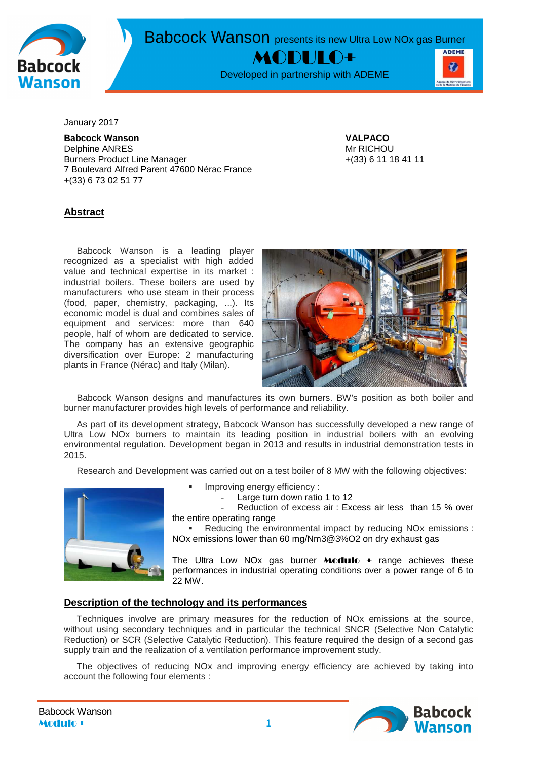# Babcock Wanson presents its new Ultra Low NOx gas Burner

# MODULO+

Developed in partnership with ADEME

January 2017

**Babcock Wanson**
Delphine ANRES
Burners Product Line Manager
7 Boulevard Alfred Parent 47600 Nérac France
+(33) 6 73 02 51 77

**VALPACO**
Mr RICHOU
+(33) 6 11 18 41 11

## Abstract

Babcock Wanson is a leading player recognized as a specialist with high added value and technical expertise in its market : industrial boilers. These boilers are used by manufacturers who use steam in their process (food, paper, chemistry, packaging, ...). Its economic model is dual and combines sales of equipment and services: more than 640 people, half of whom are dedicated to service. The company has an extensive geographic diversification over Europe: 2 manufacturing plants in France (Nérac) and Italy (Milan).

Babcock Wanson designs and manufactures its own burners. BW's position as both boiler and burner manufacturer provides high levels of performance and reliability.

As part of its development strategy, Babcock Wanson has successfully developed a new range of Ultra Low NOx burners to maintain its leading position in industrial boilers with an evolving environmental regulation. Development began in 2013 and results in industrial demonstration tests in 2015.

Research and Development was carried out on a test boiler of 8 MW with the following objectives:

- Improving energy efficiency :
  - Large turn down ratio 1 to 12
  - Reduction of excess air : Excess air less than 15 % over the entire operating range
- Reducing the environmental impact by reducing NOx emissions : NOx emissions lower than 60 mg/Nm3@3%O2 on dry exhaust gas

The Ultra Low NOx gas burner **Modulo +** range achieves these performances in industrial operating conditions over a power range of 6 to 22 MW.

## Description of the technology and its performances

Techniques involve are primary measures for the reduction of NOx emissions at the source, without using secondary techniques and in particular the technical SNCR (Selective Non Catalytic Reduction) or SCR (Selective Catalytic Reduction). This feature required the design of a second gas supply train and the realization of a ventilation performance improvement study.

The objectives of reducing NOx and improving energy efficiency are achieved by taking into account the following four elements :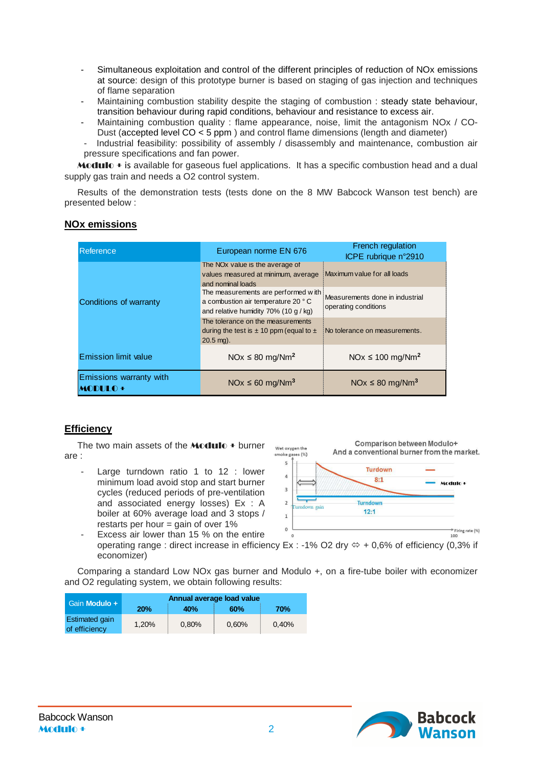- Simultaneous exploitation and control of the different principles of reduction of NOx emissions at source: design of this prototype burner is based on staging of gas injection and techniques of flame separation
- Maintaining combustion stability despite the staging of combustion : steady state behaviour, transition behaviour during rapid conditions, behaviour and resistance to excess air.
- Maintaining combustion quality : flame appearance, noise, limit the antagonism NOx / CO-Dust (accepted level CO < 5 ppm ) and control flame dimensions (length and diameter)
- Industrial feasibility: possibility of assembly / disassembly and maintenance, combustion air pressure specifications and fan power.

**Modulo +** is available for gaseous fuel applications. It has a specific combustion head and a dual supply gas train and needs a O2 control system.

Results of the demonstration tests (tests done on the 8 MW Babcock Wanson test bench) are presented below :

## NOx emissions

| Reference | European norme EN 676 | French regulation ICPE rubrique n°2910 |
|---|---|---|
| Conditions of warranty | The NOx value is the average of values measured at minimum, average and nominal loads | Maximum value for all loads |
| | The measurements are performed with a combustion air temperature 20 ° C and relative humidity 70% (10 g / kg) | Measurements done in industrial operating conditions |
| | The tolerance on the measurements during the test is ± 10 ppm (equal to ± 20.5 mg). | No tolerance on measurements. |
| Emission limit value | NOx ≤ 80 mg/Nm² | NOx ≤ 100 mg/Nm² |
| Emissions warranty with **MODULO +** | NOx ≤ 60 mg/Nm³ | NOx ≤ 80 mg/Nm³ |

## Efficiency

The two main assets of the **Modulo +** burner are :

- Large turndown ratio 1 to 12 : lower minimum load avoid stop and start burner cycles (reduced periods of pre-ventilation and associated energy losses) Ex : A boiler at 60% average load and 3 stops / restarts per hour = gain of over 1%
- Excess air lower than 15 % on the entire operating range : direct increase in efficiency Ex : -1% O2 dry ⇔ + 0,6% of efficiency (0,3% if economizer)

Comparison between Modulo+ And a conventional burner from the market.

Comparing a standard Low NOx gas burner and Modulo +, on a fire-tube boiler with economizer and O2 regulating system, we obtain following results:

| Gain Modulo + | Annual average load value | | | |
|---|---|---|---|---|
| | **20%** | **40%** | **60%** | **70%** |
| Estimated gain of efficiency | 1,20% | 0,80% | 0,60% | 0,40% |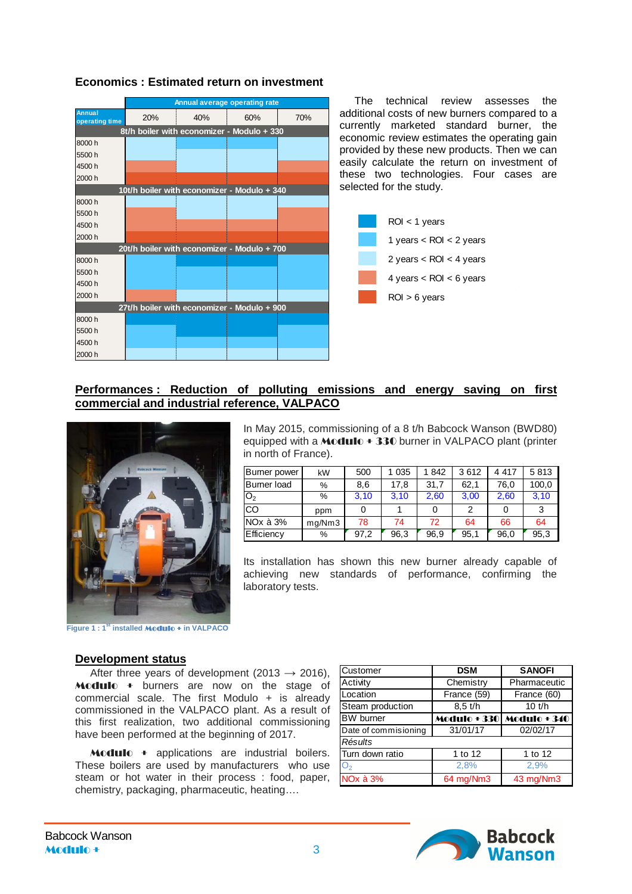## Economics : Estimated return on investment

Annual average operating rate

Annual operating time

20% 40% 60% 70%

8t/h boiler with economizer - Modulo + 330

8000 h
5500 h
4500 h
2000 h

10t/h boiler with economizer - Modulo + 340

8000 h
5500 h
4500 h
2000 h

20t/h boiler with economizer - Modulo + 700

8000 h
5500 h
4500 h
2000 h

27t/h boiler with economizer - Modulo + 900

8000 h
5500 h
4500 h
2000 h

The technical review assesses the additional costs of new burners compared to a currently marketed standard burner, the economic review estimates the operating gain provided by these new products. Then we can easily calculate the return on investment of these two technologies. Four cases are selected for the study.

ROI < 1 years
1 years < ROI < 2 years
2 years < ROI < 4 years
4 years < ROI < 6 years
ROI > 6 years

## Performances : Reduction of polluting emissions and energy saving on first commercial and industrial reference, VALPACO

In May 2015, commissioning of a 8 t/h Babcock Wanson (BWD80) equipped with a Modulo + 330 burner in VALPACO plant (printer in north of France).

| | | | | | | | |
|---|---|---|---|---|---|---|---|
| Burner power | kW | 500 | 1 035 | 1 842 | 3 612 | 4 417 | 5 813 |
| Burner load | % | 8,6 | 17,8 | 31,7 | 62,1 | 76,0 | 100,0 |
| $O_2$ | % | 3,10 | 3,10 | 2,60 | 3,00 | 2,60 | 3,10 |
| CO | ppm | 0 | 1 | 0 | 2 | 0 | 3 |
| NOx à 3% | mg/Nm3 | 78 | 74 | 72 | 64 | 66 | 64 |
| Efficiency | % | 97,2 | 96,3 | 96,9 | 95,1 | 96,0 | 95,3 |

Its installation has shown this new burner already capable of achieving new standards of performance, confirming the laboratory tests.

Figure 1 : 1st installed Modulo + in VALPACO

## Development status

After three years of development (2013 → 2016), Modulo + burners are now on the stage of commercial scale. The first Modulo + is already commissioned in the VALPACO plant. As a result of this first realization, two additional commissioning have been performed at the beginning of 2017.

Modulo + applications are industrial boilers. These boilers are used by manufacturers who use steam or hot water in their process : food, paper, chemistry, packaging, pharmaceutic, heating….

| Customer | DSM | SANOFI |
|---|---|---|
| Activity | Chemistry | Pharmaceutic |
| Location | France (59) | France (60) |
| Steam production | 8,5 t/h | 10 t/h |
| BW burner | Modulo + 330 | Modulo + 340 |
| Date of commisioning | 31/01/17 | 02/02/17 |
| *Résults* | | |
| Turn down ratio | 1 to 12 | 1 to 12 |
| $O_2$ | 2,8% | 2,9% |
| NOx à 3% | 64 mg/Nm3 | 43 mg/Nm3 |